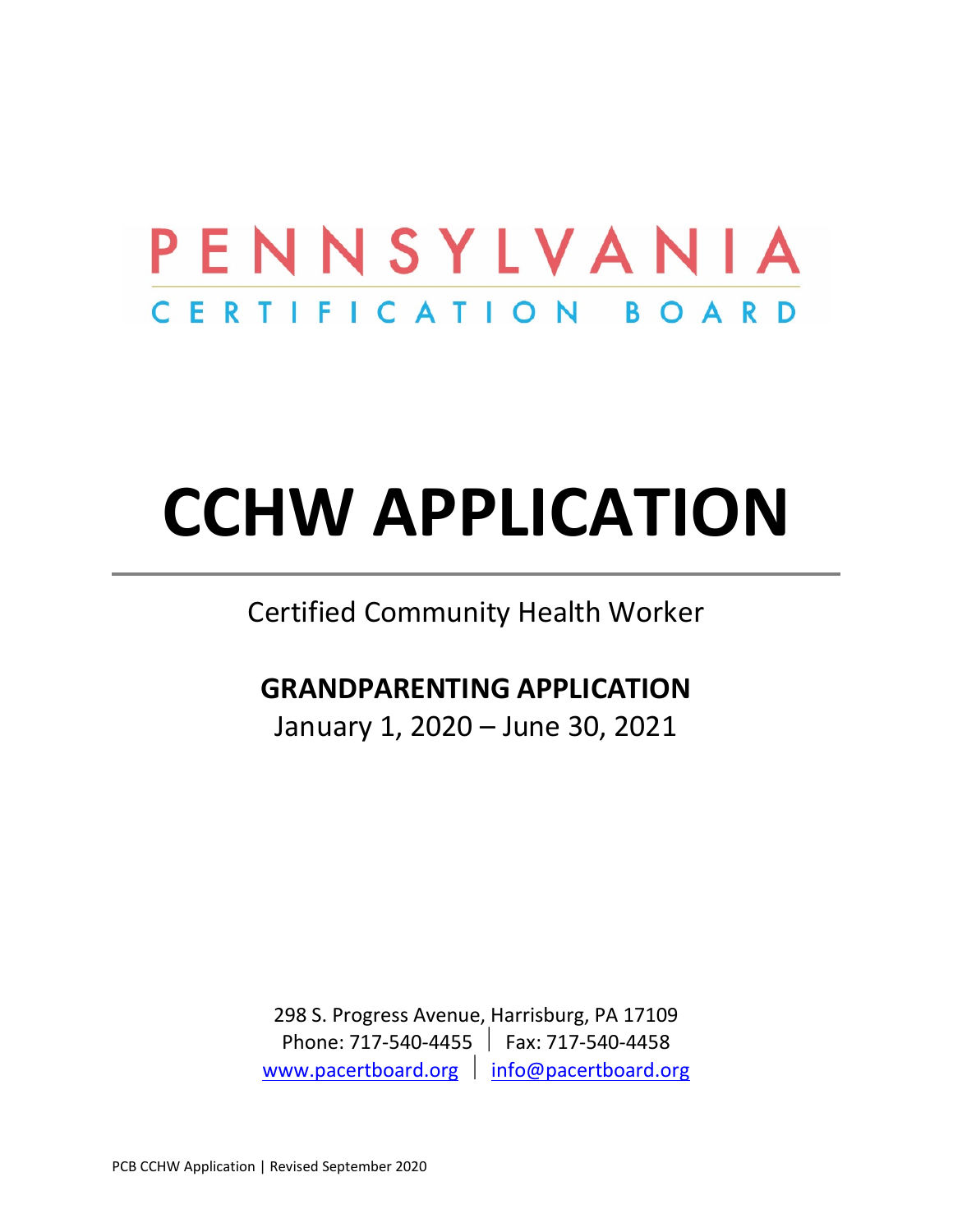PENNSYLVANIA

CERTIFICATION BOARD

# CCHW APPLICATION

Certified Community Health Worker

## GRANDPARENTING APPLICATION

January 1, 2020 – June 30, 2021

298 S. Progress Avenue, Harrisburg, PA 17109

Phone: 717-540-4455 | Fax: 717-540-4458

www.pacertboard.org | info@pacertboard.org

PCB CCHW Application | Revised September 2020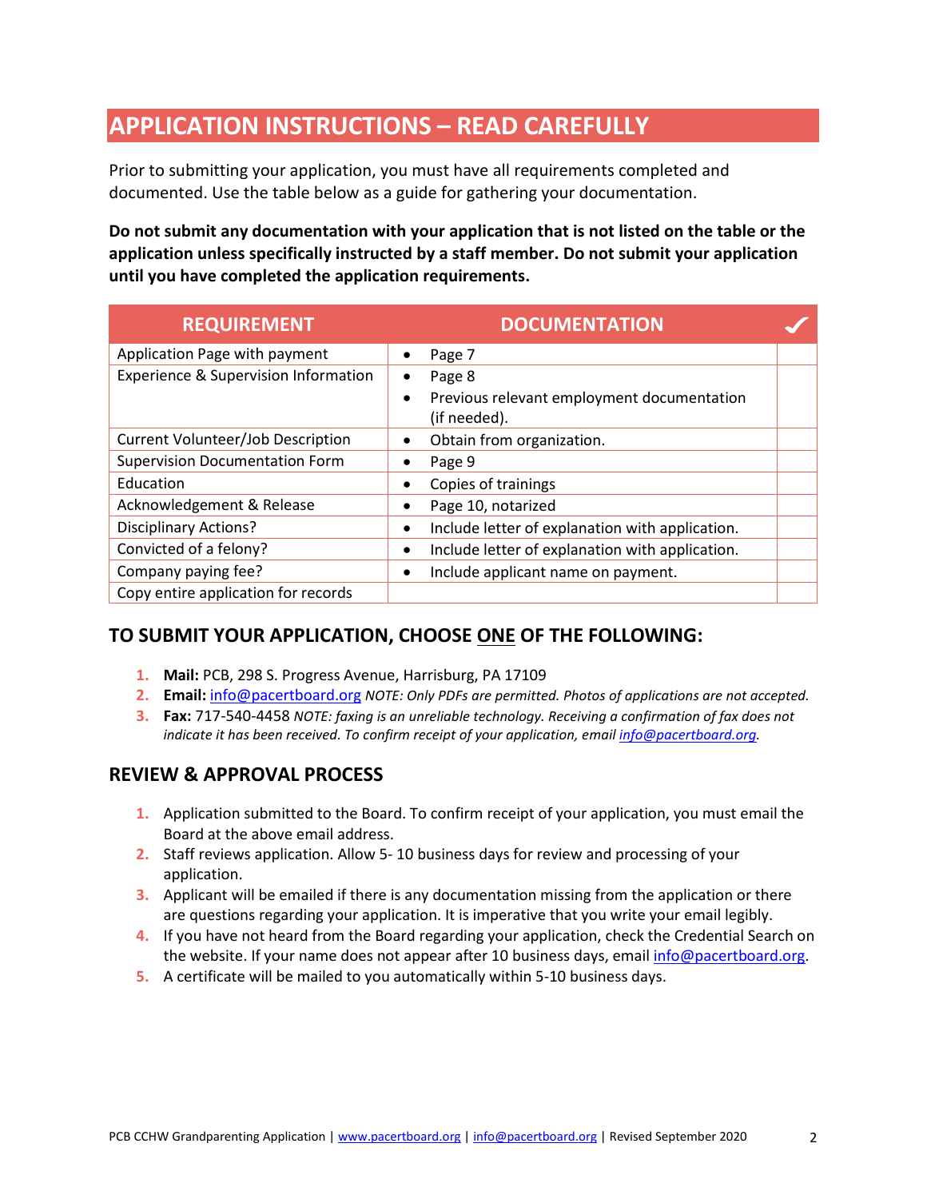# APPLICATION INSTRUCTIONS – READ CAREFULLY

Prior to submitting your application, you must have all requirements completed and documented. Use the table below as a guide for gathering your documentation.

**Do not submit any documentation with your application that is not listed on the table or the application unless specifically instructed by a staff member. Do not submit your application until you have completed the application requirements.**

| REQUIREMENT | DOCUMENTATION | ✔ |
|---|---|---|
| Application Page with payment | • Page 7 | |
| Experience & Supervision Information | • Page 8<br>• Previous relevant employment documentation (if needed). | |
| Current Volunteer/Job Description | • Obtain from organization. | |
| Supervision Documentation Form | • Page 9 | |
| Education | • Copies of trainings | |
| Acknowledgement & Release | • Page 10, notarized | |
| Disciplinary Actions? | • Include letter of explanation with application. | |
| Convicted of a felony? | • Include letter of explanation with application. | |
| Company paying fee? | • Include applicant name on payment. | |
| Copy entire application for records | | |

## TO SUBMIT YOUR APPLICATION, CHOOSE ONE OF THE FOLLOWING:

1. **Mail:** PCB, 298 S. Progress Avenue, Harrisburg, PA 17109
2. **Email:** info@pacertboard.org *NOTE: Only PDFs are permitted. Photos of applications are not accepted.*
3. **Fax:** 717-540-4458 *NOTE: faxing is an unreliable technology. Receiving a confirmation of fax does not indicate it has been received. To confirm receipt of your application, email info@pacertboard.org.*

## REVIEW & APPROVAL PROCESS

1. Application submitted to the Board. To confirm receipt of your application, you must email the Board at the above email address.
2. Staff reviews application. Allow 5- 10 business days for review and processing of your application.
3. Applicant will be emailed if there is any documentation missing from the application or there are questions regarding your application. It is imperative that you write your email legibly.
4. If you have not heard from the Board regarding your application, check the Credential Search on the website. If your name does not appear after 10 business days, email info@pacertboard.org.
5. A certificate will be mailed to you automatically within 5-10 business days.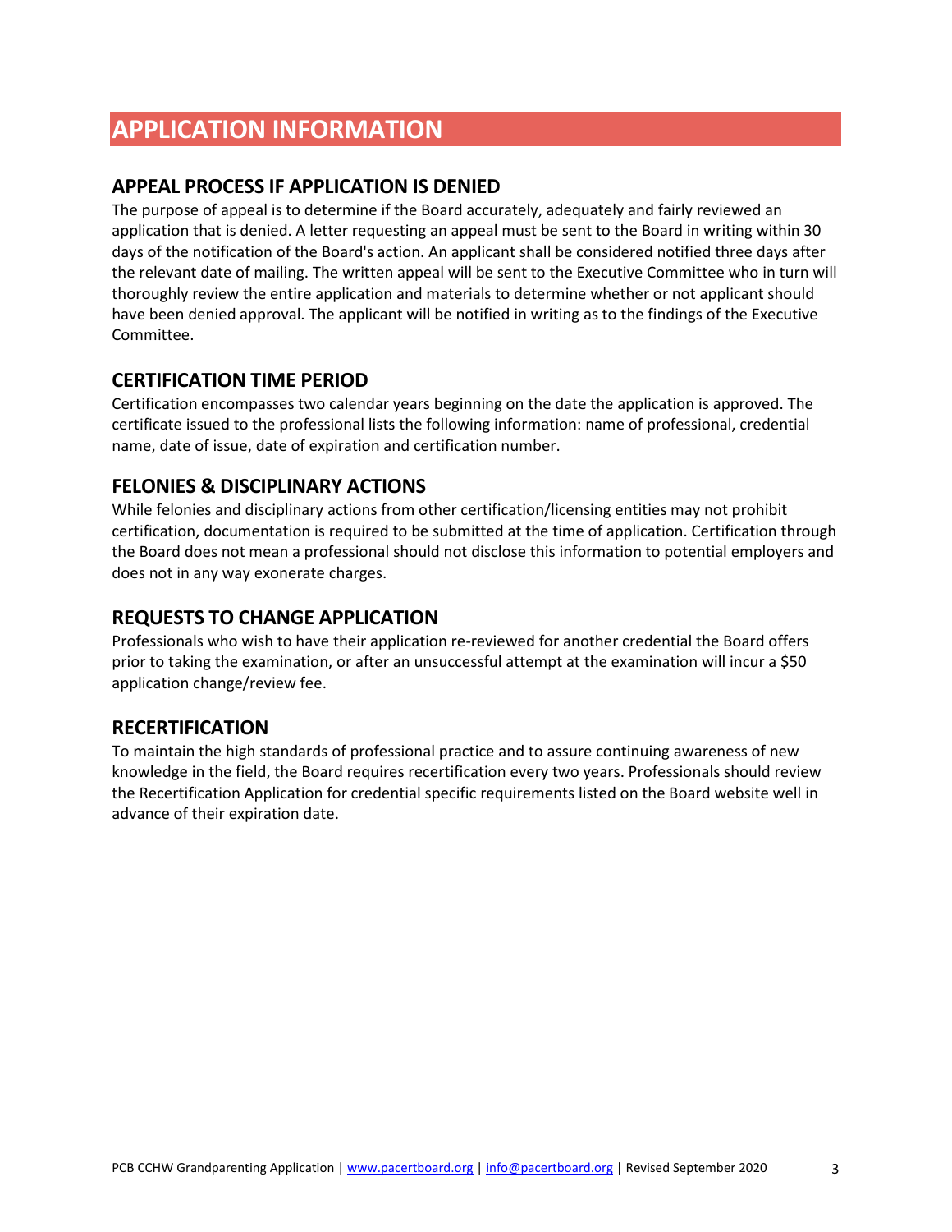# APPLICATION INFORMATION

## APPEAL PROCESS IF APPLICATION IS DENIED

The purpose of appeal is to determine if the Board accurately, adequately and fairly reviewed an application that is denied. A letter requesting an appeal must be sent to the Board in writing within 30 days of the notification of the Board's action. An applicant shall be considered notified three days after the relevant date of mailing. The written appeal will be sent to the Executive Committee who in turn will thoroughly review the entire application and materials to determine whether or not applicant should have been denied approval. The applicant will be notified in writing as to the findings of the Executive Committee.

## CERTIFICATION TIME PERIOD

Certification encompasses two calendar years beginning on the date the application is approved. The certificate issued to the professional lists the following information: name of professional, credential name, date of issue, date of expiration and certification number.

## FELONIES & DISCIPLINARY ACTIONS

While felonies and disciplinary actions from other certification/licensing entities may not prohibit certification, documentation is required to be submitted at the time of application. Certification through the Board does not mean a professional should not disclose this information to potential employers and does not in any way exonerate charges.

## REQUESTS TO CHANGE APPLICATION

Professionals who wish to have their application re-reviewed for another credential the Board offers prior to taking the examination, or after an unsuccessful attempt at the examination will incur a $50 application change/review fee.

## RECERTIFICATION

To maintain the high standards of professional practice and to assure continuing awareness of new knowledge in the field, the Board requires recertification every two years. Professionals should review the Recertification Application for credential specific requirements listed on the Board website well in advance of their expiration date.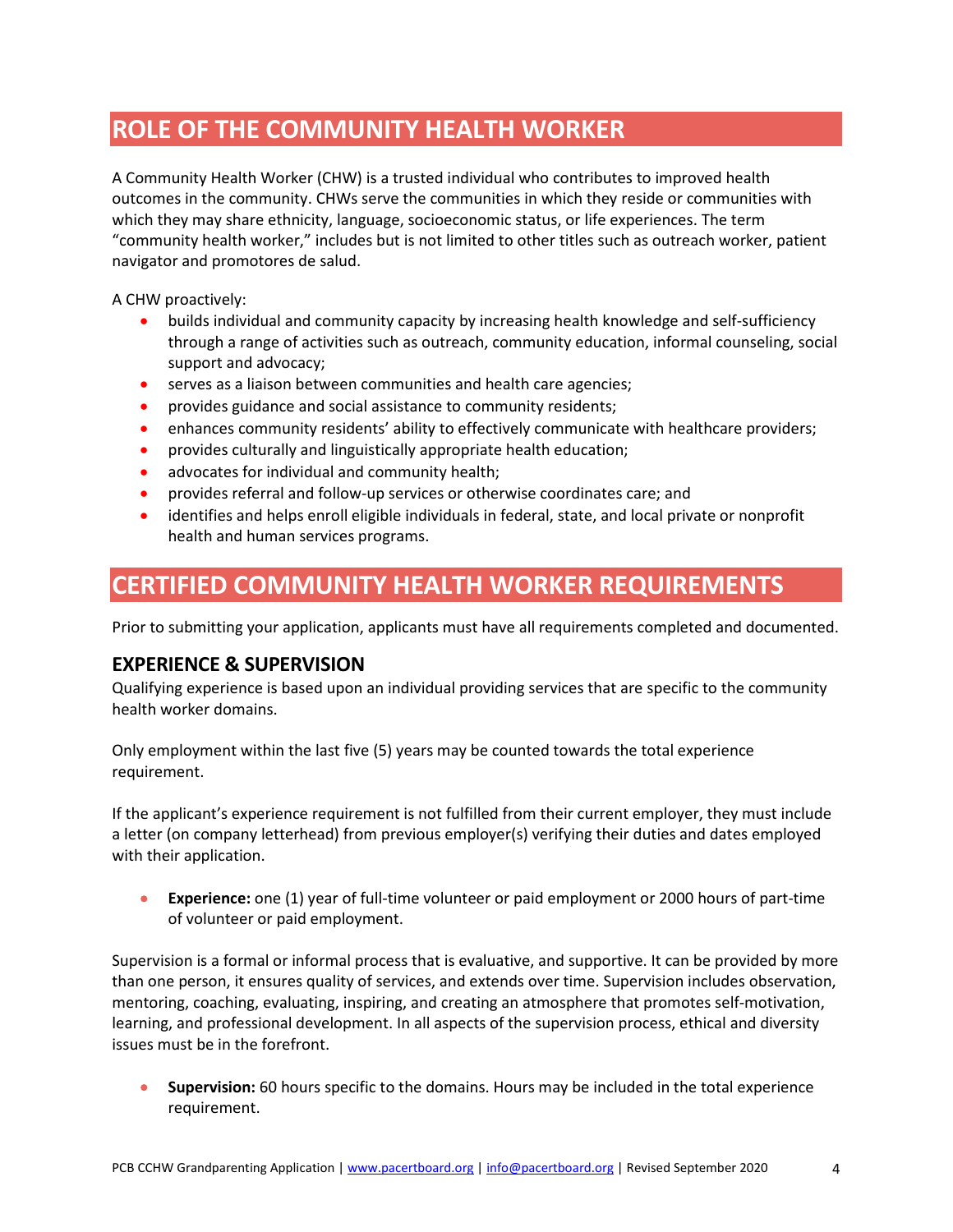## ROLE OF THE COMMUNITY HEALTH WORKER

A Community Health Worker (CHW) is a trusted individual who contributes to improved health outcomes in the community. CHWs serve the communities in which they reside or communities with which they may share ethnicity, language, socioeconomic status, or life experiences. The term "community health worker," includes but is not limited to other titles such as outreach worker, patient navigator and promotores de salud.

A CHW proactively:

- builds individual and community capacity by increasing health knowledge and self-sufficiency through a range of activities such as outreach, community education, informal counseling, social support and advocacy;
- serves as a liaison between communities and health care agencies;
- provides guidance and social assistance to community residents;
- enhances community residents' ability to effectively communicate with healthcare providers;
- provides culturally and linguistically appropriate health education;
- advocates for individual and community health;
- provides referral and follow-up services or otherwise coordinates care; and
- identifies and helps enroll eligible individuals in federal, state, and local private or nonprofit health and human services programs.

## CERTIFIED COMMUNITY HEALTH WORKER REQUIREMENTS

Prior to submitting your application, applicants must have all requirements completed and documented.

### EXPERIENCE & SUPERVISION

Qualifying experience is based upon an individual providing services that are specific to the community health worker domains.

Only employment within the last five (5) years may be counted towards the total experience requirement.

If the applicant's experience requirement is not fulfilled from their current employer, they must include a letter (on company letterhead) from previous employer(s) verifying their duties and dates employed with their application.

- **Experience:** one (1) year of full-time volunteer or paid employment or 2000 hours of part-time of volunteer or paid employment.

Supervision is a formal or informal process that is evaluative, and supportive. It can be provided by more than one person, it ensures quality of services, and extends over time. Supervision includes observation, mentoring, coaching, evaluating, inspiring, and creating an atmosphere that promotes self-motivation, learning, and professional development. In all aspects of the supervision process, ethical and diversity issues must be in the forefront.

- **Supervision:** 60 hours specific to the domains. Hours may be included in the total experience requirement.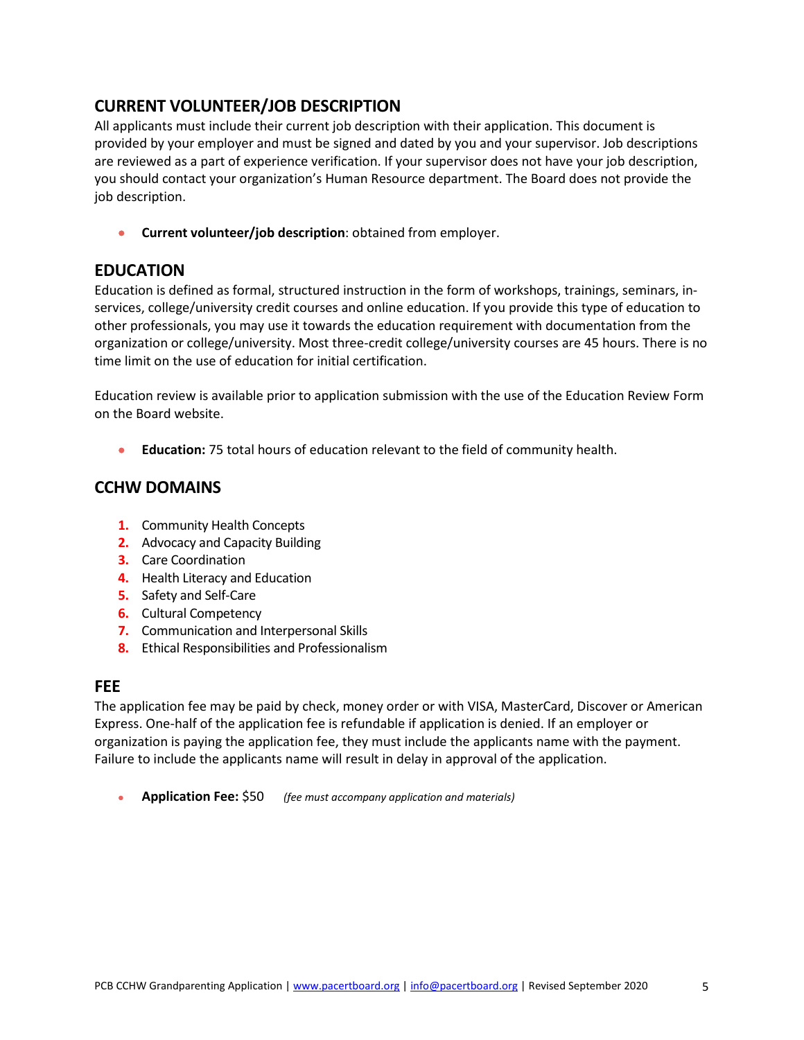## CURRENT VOLUNTEER/JOB DESCRIPTION

All applicants must include their current job description with their application. This document is provided by your employer and must be signed and dated by you and your supervisor. Job descriptions are reviewed as a part of experience verification. If your supervisor does not have your job description, you should contact your organization's Human Resource department. The Board does not provide the job description.

- **Current volunteer/job description**: obtained from employer.

## EDUCATION

Education is defined as formal, structured instruction in the form of workshops, trainings, seminars, in-services, college/university credit courses and online education. If you provide this type of education to other professionals, you may use it towards the education requirement with documentation from the organization or college/university. Most three-credit college/university courses are 45 hours. There is no time limit on the use of education for initial certification.

Education review is available prior to application submission with the use of the Education Review Form on the Board website.

- **Education:** 75 total hours of education relevant to the field of community health.

## CCHW DOMAINS

1. Community Health Concepts
2. Advocacy and Capacity Building
3. Care Coordination
4. Health Literacy and Education
5. Safety and Self-Care
6. Cultural Competency
7. Communication and Interpersonal Skills
8. Ethical Responsibilities and Professionalism

## FEE

The application fee may be paid by check, money order or with VISA, MasterCard, Discover or American Express. One-half of the application fee is refundable if application is denied. If an employer or organization is paying the application fee, they must include the applicants name with the payment. Failure to include the applicants name will result in delay in approval of the application.

- **Application Fee:** $50 *(fee must accompany application and materials)*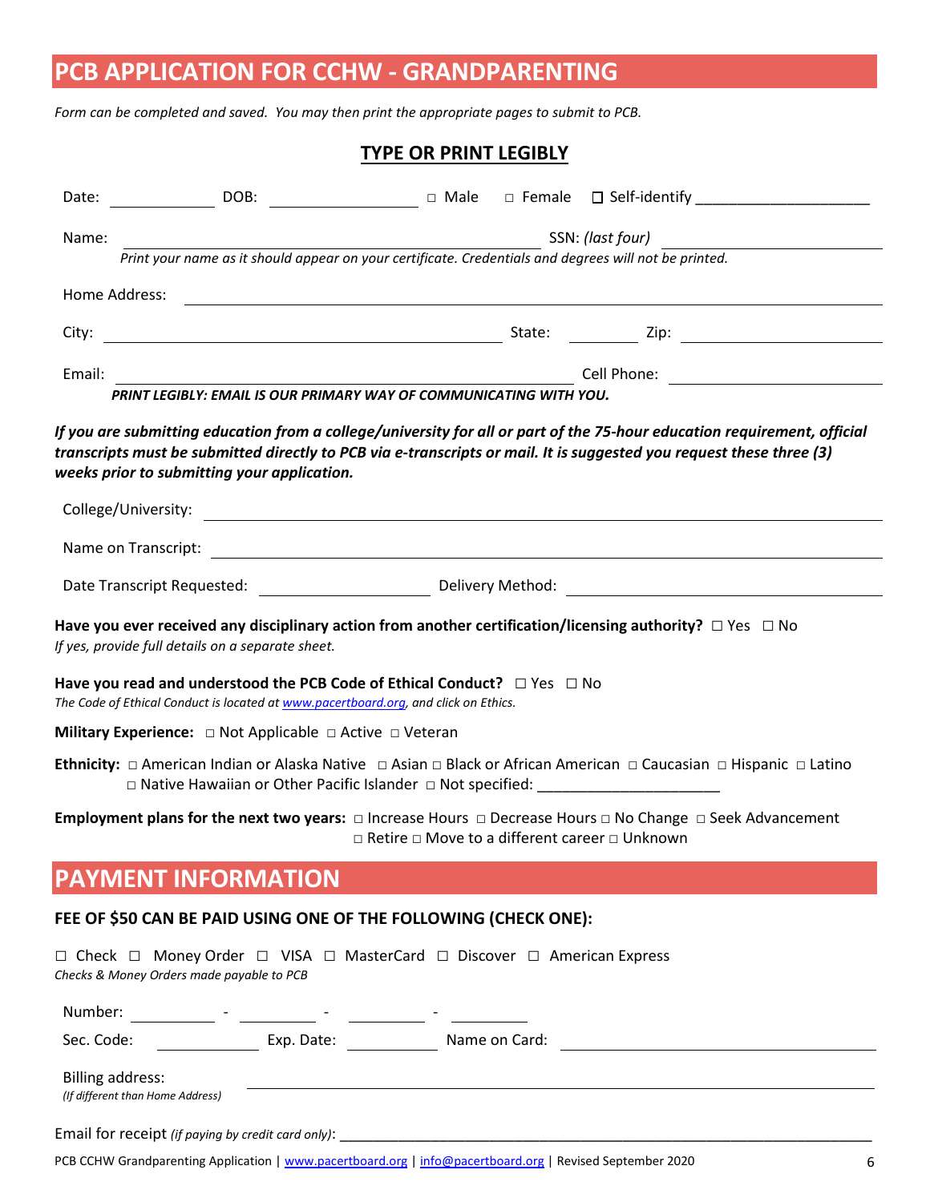# PCB APPLICATION FOR CCHW - GRANDPARENTING

*Form can be completed and saved. You may then print the appropriate pages to submit to PCB.*

**TYPE OR PRINT LEGIBLY**

Date: __________ DOB: ______________ □ Male □ Female ☐ Self-identify ____________________

Name: ________________________________________ SSN: *(last four)* ______________

*Print your name as it should appear on your certificate. Credentials and degrees will not be printed.*

Home Address: ______________________________________________________________

City: ____________________________________ State: ________ Zip: ______________

Email: ________________________________________ Cell Phone: ______________

***PRINT LEGIBLY: EMAIL IS OUR PRIMARY WAY OF COMMUNICATING WITH YOU.***

***If you are submitting education from a college/university for all or part of the 75-hour education requirement, official transcripts must be submitted directly to PCB via e-transcripts or mail. It is suggested you request these three (3) weeks prior to submitting your application.***

College/University: __________________________________________________________

Name on Transcript: _________________________________________________________

Date Transcript Requested: ________________ Delivery Method: ____________________

**Have you ever received any disciplinary action from another certification/licensing authority?** □ Yes □ No
*If yes, provide full details on a separate sheet.*

**Have you read and understood the PCB Code of Ethical Conduct?** □ Yes □ No
*The Code of Ethical Conduct is located at www.pacertboard.org, and click on Ethics.*

**Military Experience:** □ Not Applicable □ Active □ Veteran

**Ethnicity:** □ American Indian or Alaska Native □ Asian □ Black or African American □ Caucasian □ Hispanic □ Latino □ Native Hawaiian or Other Pacific Islander □ Not specified: ____________________

**Employment plans for the next two years:** □ Increase Hours □ Decrease Hours □ No Change □ Seek Advancement □ Retire □ Move to a different career □ Unknown

# PAYMENT INFORMATION

**FEE OF $50 CAN BE PAID USING ONE OF THE FOLLOWING (CHECK ONE):**

□ Check □ Money Order □ VISA □ MasterCard □ Discover □ American Express
*Checks & Money Orders made payable to PCB*

Number: ________ - ________ - ________ - ________

Sec. Code: __________ Exp. Date: __________ Name on Card: ______________________

Billing address: ____________________________________________________________
*(If different than Home Address)*

Email for receipt *(if paying by credit card only)*: ____________________________________

PCB CCHW Grandparenting Application | www.pacertboard.org | info@pacertboard.org | Revised September 2020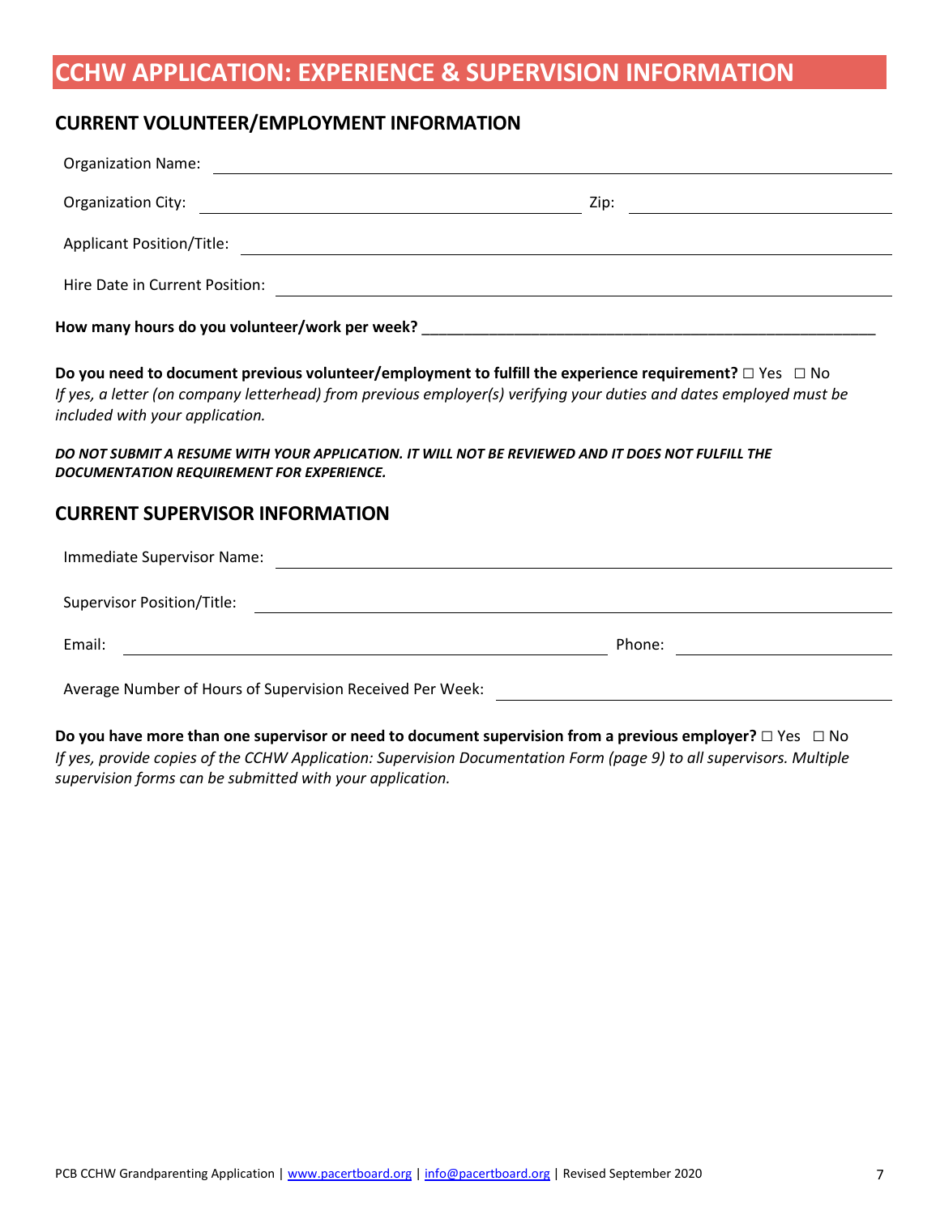# CCHW APPLICATION: EXPERIENCE & SUPERVISION INFORMATION

## CURRENT VOLUNTEER/EMPLOYMENT INFORMATION

Organization Name: ______________________________________________

Organization City: ______________________________ Zip: ______________

Applicant Position/Title: ______________________________________________

Hire Date in Current Position: ______________________________________________

**How many hours do you volunteer/work per week?** ______________________________________________

**Do you need to document previous volunteer/employment to fulfill the experience requirement?** ☐ Yes ☐ No
*If yes, a letter (on company letterhead) from previous employer(s) verifying your duties and dates employed must be included with your application.*

***DO NOT SUBMIT A RESUME WITH YOUR APPLICATION. IT WILL NOT BE REVIEWED AND IT DOES NOT FULFILL THE DOCUMENTATION REQUIREMENT FOR EXPERIENCE.***

## CURRENT SUPERVISOR INFORMATION

Immediate Supervisor Name: ______________________________________________

Supervisor Position/Title: ______________________________________________

Email: ______________________________ Phone: ______________

Average Number of Hours of Supervision Received Per Week: ______________________________

**Do you have more than one supervisor or need to document supervision from a previous employer?** ☐ Yes ☐ No
*If yes, provide copies of the CCHW Application: Supervision Documentation Form (page 9) to all supervisors. Multiple supervision forms can be submitted with your application.*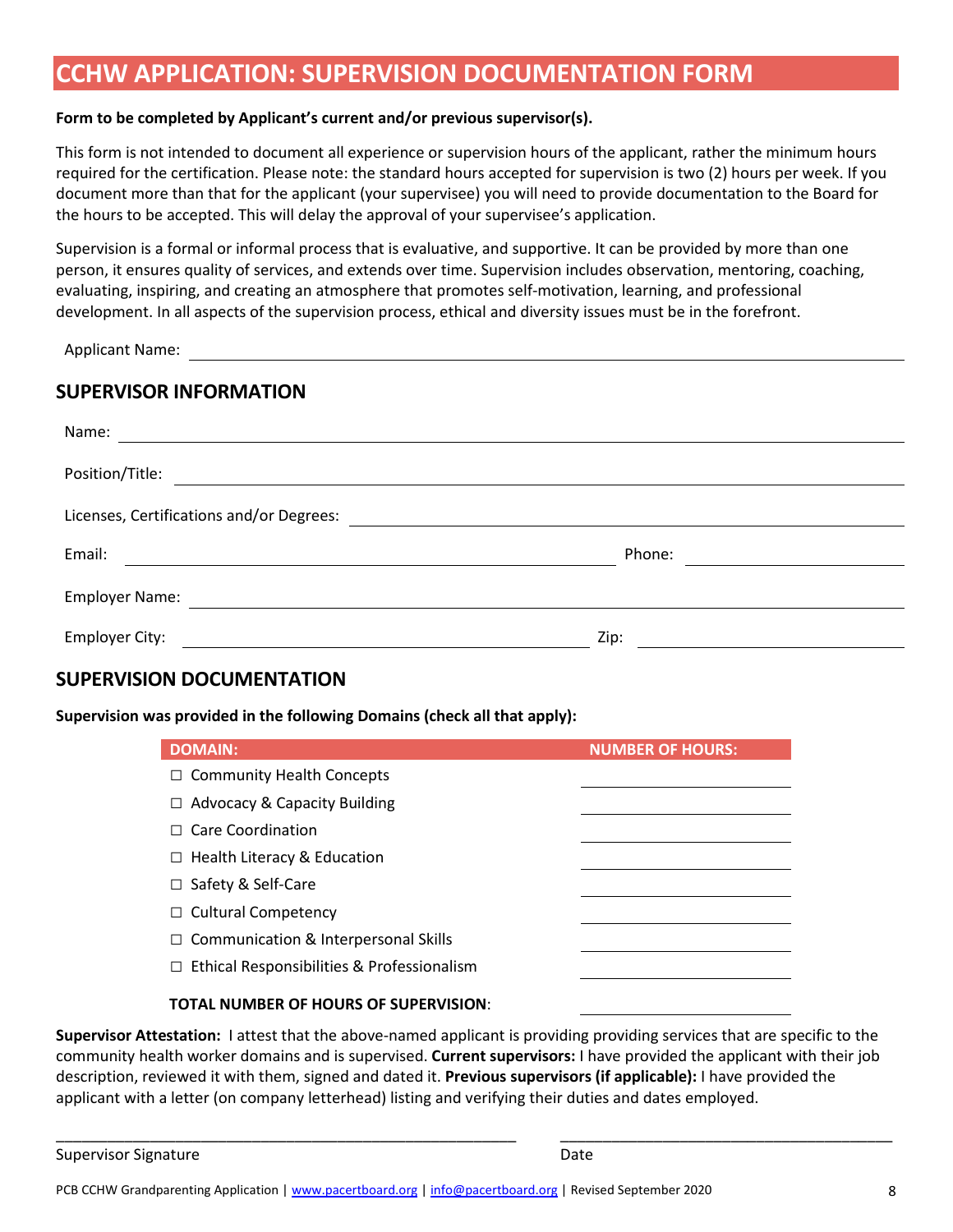# CCHW APPLICATION: SUPERVISION DOCUMENTATION FORM

**Form to be completed by Applicant's current and/or previous supervisor(s).**

This form is not intended to document all experience or supervision hours of the applicant, rather the minimum hours required for the certification. Please note: the standard hours accepted for supervision is two (2) hours per week. If you document more than that for the applicant (your supervisee) you will need to provide documentation to the Board for the hours to be accepted. This will delay the approval of your supervisee's application.

Supervision is a formal or informal process that is evaluative, and supportive. It can be provided by more than one person, it ensures quality of services, and extends over time. Supervision includes observation, mentoring, coaching, evaluating, inspiring, and creating an atmosphere that promotes self-motivation, learning, and professional development. In all aspects of the supervision process, ethical and diversity issues must be in the forefront.

Applicant Name: ______________________________

## SUPERVISOR INFORMATION

Name: ______________________________

Position/Title: ______________________________

Licenses, Certifications and/or Degrees: ______________________________

Email: ______________________________ Phone: ______________________________

Employer Name: ______________________________

Employer City: ______________________________ Zip: ______________________________

## SUPERVISION DOCUMENTATION

**Supervision was provided in the following Domains (check all that apply):**

| DOMAIN: | NUMBER OF HOURS: |
|---|---|
| ☐ Community Health Concepts | |
| ☐ Advocacy & Capacity Building | |
| ☐ Care Coordination | |
| ☐ Health Literacy & Education | |
| ☐ Safety & Self-Care | |
| ☐ Cultural Competency | |
| ☐ Communication & Interpersonal Skills | |
| ☐ Ethical Responsibilities & Professionalism | |
| **TOTAL NUMBER OF HOURS OF SUPERVISION**: | |

**Supervisor Attestation:** I attest that the above-named applicant is providing providing services that are specific to the community health worker domains and is supervised. **Current supervisors:** I have provided the applicant with their job description, reviewed it with them, signed and dated it. **Previous supervisors (if applicable):** I have provided the applicant with a letter (on company letterhead) listing and verifying their duties and dates employed.

______________________________ ______________________________

Supervisor Signature Date

PCB CCHW Grandparenting Application | www.pacertboard.org | info@pacertboard.org | Revised September 2020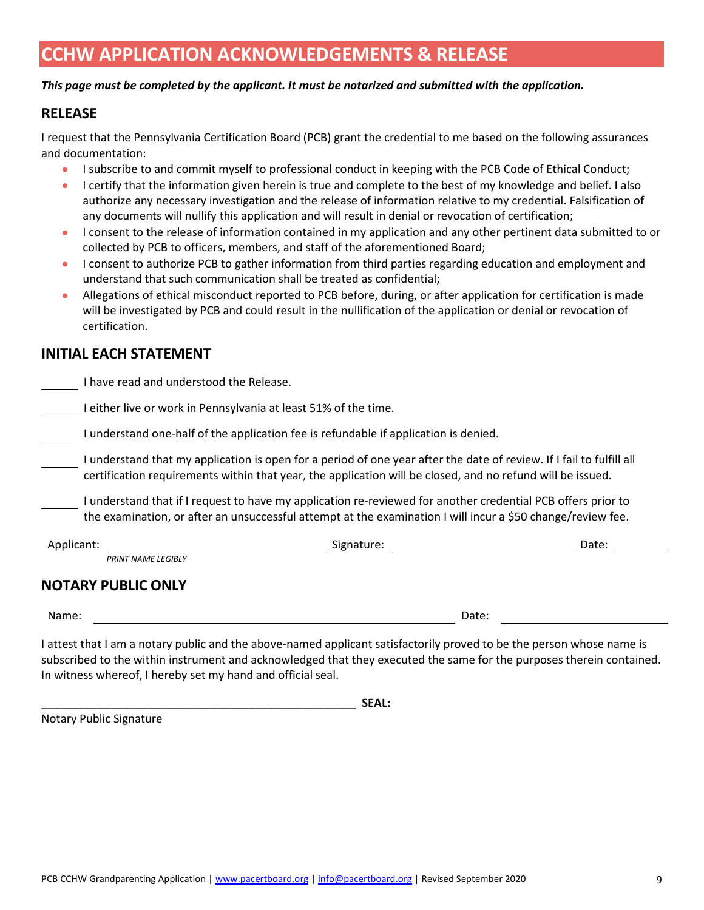# CCHW APPLICATION ACKNOWLEDGEMENTS & RELEASE

***This page must be completed by the applicant. It must be notarized and submitted with the application.***

## RELEASE

I request that the Pennsylvania Certification Board (PCB) grant the credential to me based on the following assurances and documentation:

- I subscribe to and commit myself to professional conduct in keeping with the PCB Code of Ethical Conduct;
- I certify that the information given herein is true and complete to the best of my knowledge and belief. I also authorize any necessary investigation and the release of information relative to my credential. Falsification of any documents will nullify this application and will result in denial or revocation of certification;
- I consent to the release of information contained in my application and any other pertinent data submitted to or collected by PCB to officers, members, and staff of the aforementioned Board;
- I consent to authorize PCB to gather information from third parties regarding education and employment and understand that such communication shall be treated as confidential;
- Allegations of ethical misconduct reported to PCB before, during, or after application for certification is made will be investigated by PCB and could result in the nullification of the application or denial or revocation of certification.

## INITIAL EACH STATEMENT

______ I have read and understood the Release.

______ I either live or work in Pennsylvania at least 51% of the time.

______ I understand one-half of the application fee is refundable if application is denied.

______ I understand that my application is open for a period of one year after the date of review. If I fail to fulfill all certification requirements within that year, the application will be closed, and no refund will be issued.

______ I understand that if I request to have my application re-reviewed for another credential PCB offers prior to the examination, or after an unsuccessful attempt at the examination I will incur a $50 change/review fee.

Applicant: ______________________________ Signature: ______________________________ Date: __________

*PRINT NAME LEGIBLY*

## NOTARY PUBLIC ONLY

Name: ____________________________________________________ Date: ______________________

I attest that I am a notary public and the above-named applicant satisfactorily proved to be the person whose name is subscribed to the within instrument and acknowledged that they executed the same for the purposes therein contained. In witness whereof, I hereby set my hand and official seal.

_____________________________________________________ **SEAL:**

Notary Public Signature